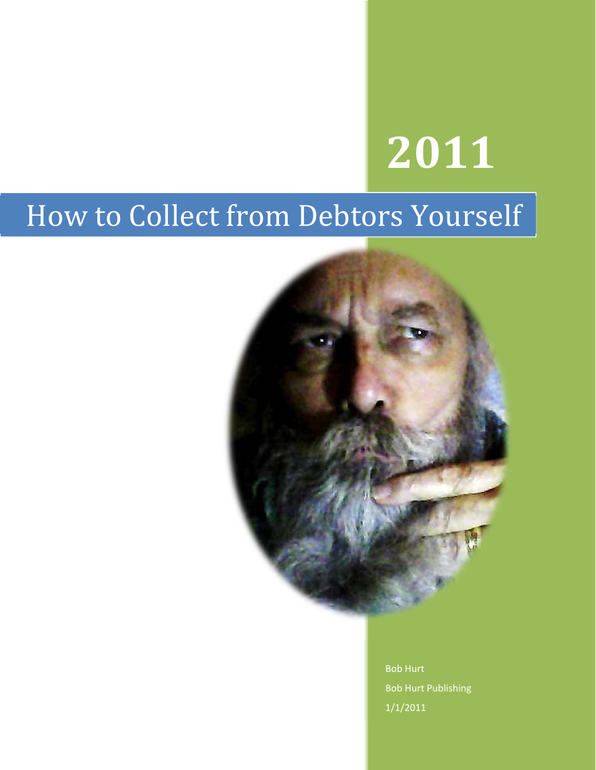# 2011

# How to Collect from Debtors Yourself

Bob Hurt

Bob Hurt Publishing

1/1/2011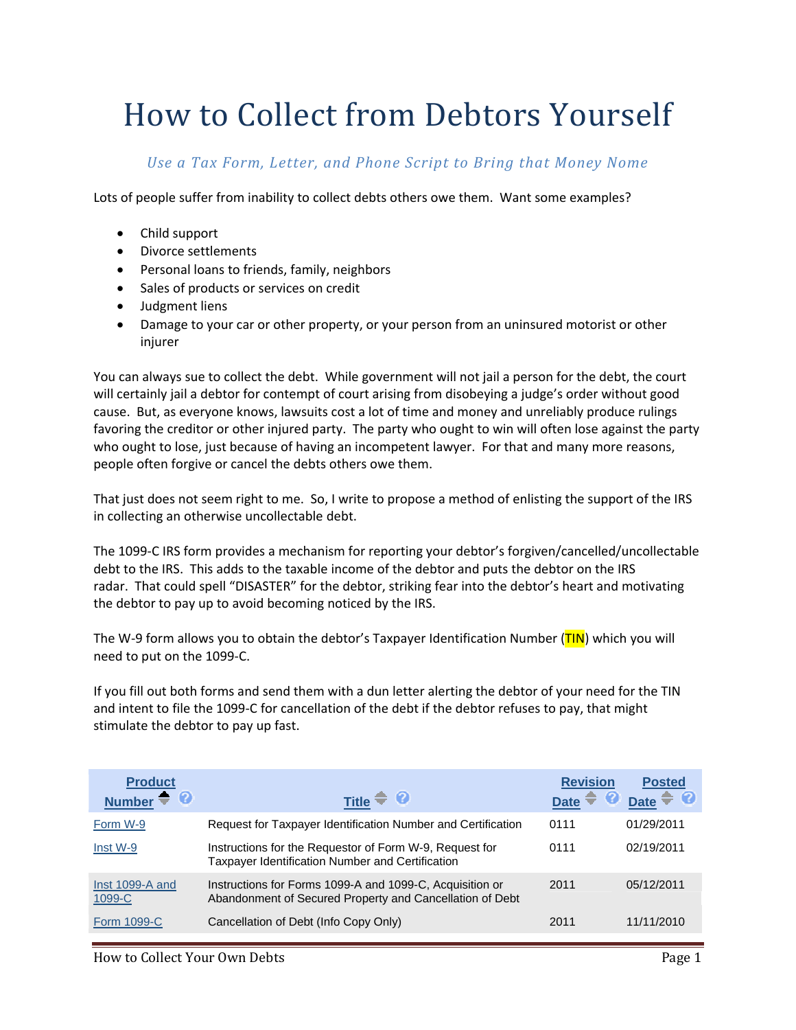# How to Collect from Debtors Yourself

*Use a Tax Form, Letter, and Phone Script to Bring that Money Nome*

Lots of people suffer from inability to collect debts others owe them. Want some examples?

- Child support
- Divorce settlements
- Personal loans to friends, family, neighbors
- Sales of products or services on credit
- Judgment liens
- Damage to your car or other property, or your person from an uninsured motorist or other injurer

You can always sue to collect the debt. While government will not jail a person for the debt, the court will certainly jail a debtor for contempt of court arising from disobeying a judge's order without good cause. But, as everyone knows, lawsuits cost a lot of time and money and unreliably produce rulings favoring the creditor or other injured party. The party who ought to win will often lose against the party who ought to lose, just because of having an incompetent lawyer. For that and many more reasons, people often forgive or cancel the debts others owe them.

That just does not seem right to me. So, I write to propose a method of enlisting the support of the IRS in collecting an otherwise uncollectable debt.

The 1099-C IRS form provides a mechanism for reporting your debtor's forgiven/cancelled/uncollectable debt to the IRS. This adds to the taxable income of the debtor and puts the debtor on the IRS radar. That could spell "DISASTER" for the debtor, striking fear into the debtor's heart and motivating the debtor to pay up to avoid becoming noticed by the IRS.

The W-9 form allows you to obtain the debtor's Taxpayer Identification Number (TIN) which you will need to put on the 1099-C.

If you fill out both forms and send them with a dun letter alerting the debtor of your need for the TIN and intent to file the 1099-C for cancellation of the debt if the debtor refuses to pay, that might stimulate the debtor to pay up fast.

| Product Number | Title | Revision Date | Posted Date |
|---|---|---|---|
| Form W-9 | Request for Taxpayer Identification Number and Certification | 0111 | 01/29/2011 |
| Inst W-9 | Instructions for the Requestor of Form W-9, Request for Taxpayer Identification Number and Certification | 0111 | 02/19/2011 |
| Inst 1099-A and 1099-C | Instructions for Forms 1099-A and 1099-C, Acquisition or Abandonment of Secured Property and Cancellation of Debt | 2011 | 05/12/2011 |
| Form 1099-C | Cancellation of Debt (Info Copy Only) | 2011 | 11/11/2010 |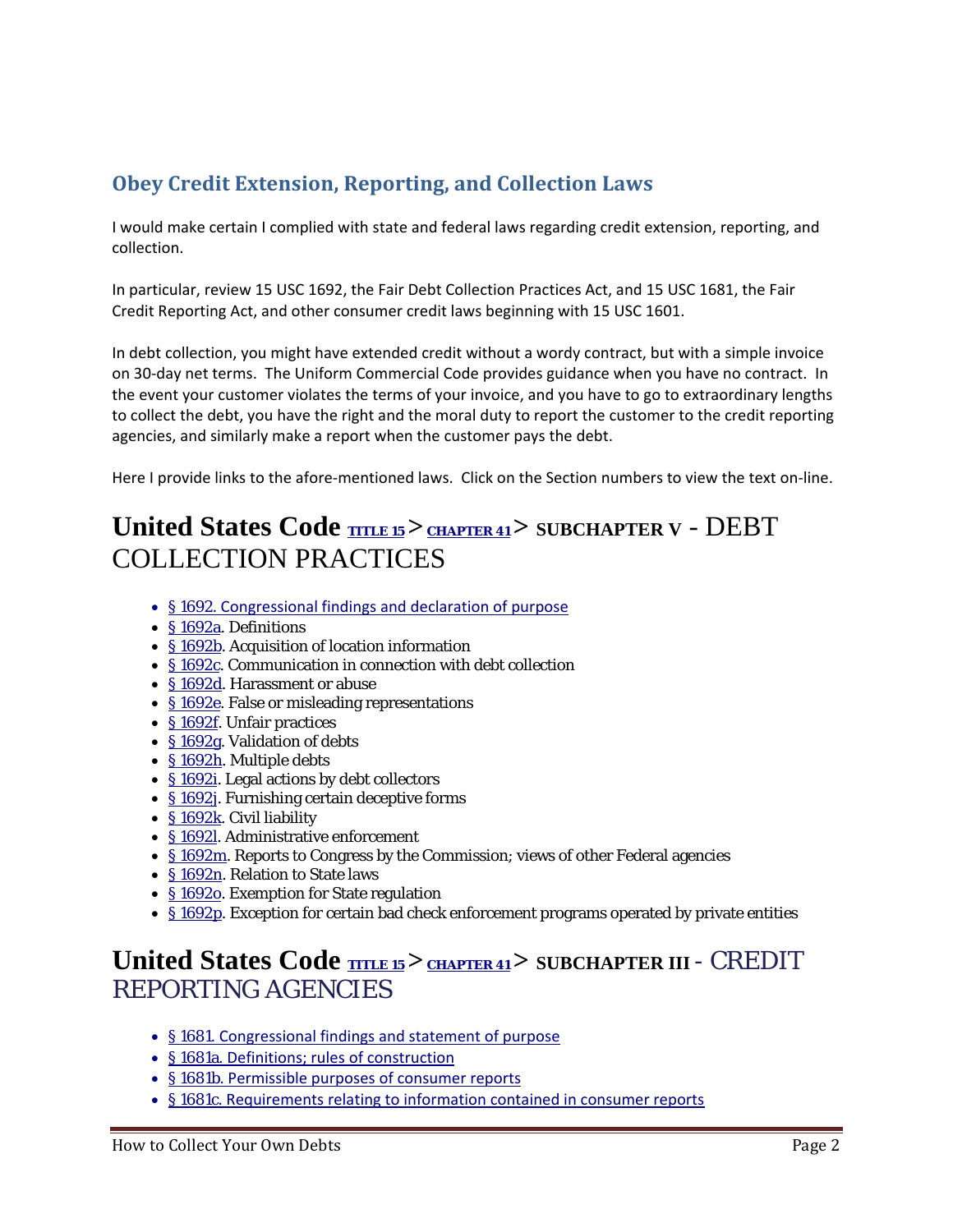## Obey Credit Extension, Reporting, and Collection Laws

I would make certain I complied with state and federal laws regarding credit extension, reporting, and collection.

In particular, review 15 USC 1692, the Fair Debt Collection Practices Act, and 15 USC 1681, the Fair Credit Reporting Act, and other consumer credit laws beginning with 15 USC 1601.

In debt collection, you might have extended credit without a wordy contract, but with a simple invoice on 30-day net terms. The Uniform Commercial Code provides guidance when you have no contract. In the event your customer violates the terms of your invoice, and you have to go to extraordinary lengths to collect the debt, you have the right and the moral duty to report the customer to the credit reporting agencies, and similarly make a report when the customer pays the debt.

Here I provide links to the afore-mentioned laws. Click on the Section numbers to view the text on-line.

# United States Code TITLE 15 > CHAPTER 41 > SUBCHAPTER V - DEBT COLLECTION PRACTICES

- § 1692. Congressional findings and declaration of purpose
- § 1692a. Definitions
- § 1692b. Acquisition of location information
- § 1692c. Communication in connection with debt collection
- § 1692d. Harassment or abuse
- § 1692e. False or misleading representations
- § 1692f. Unfair practices
- § 1692g. Validation of debts
- § 1692h. Multiple debts
- § 1692i. Legal actions by debt collectors
- § 1692j. Furnishing certain deceptive forms
- § 1692k. Civil liability
- § 1692l. Administrative enforcement
- § 1692m. Reports to Congress by the Commission; views of other Federal agencies
- § 1692n. Relation to State laws
- § 1692o. Exemption for State regulation
- § 1692p. Exception for certain bad check enforcement programs operated by private entities

# United States Code TITLE 15 > CHAPTER 41 > SUBCHAPTER III - CREDIT REPORTING AGENCIES

- § 1681. Congressional findings and statement of purpose
- § 1681a. Definitions; rules of construction
- § 1681b. Permissible purposes of consumer reports
- § 1681c. Requirements relating to information contained in consumer reports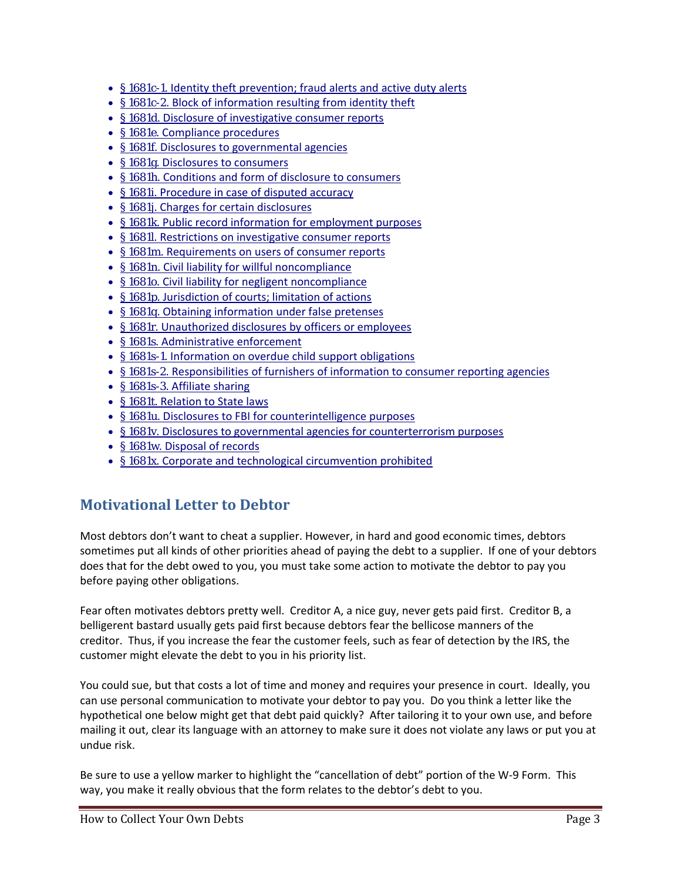- § 1681c-1. Identity theft prevention; fraud alerts and active duty alerts
- § 1681c-2. Block of information resulting from identity theft
- § 1681d. Disclosure of investigative consumer reports
- § 1681e. Compliance procedures
- § 1681f. Disclosures to governmental agencies
- § 1681g. Disclosures to consumers
- § 1681h. Conditions and form of disclosure to consumers
- § 1681i. Procedure in case of disputed accuracy
- § 1681j. Charges for certain disclosures
- § 1681k. Public record information for employment purposes
- § 1681l. Restrictions on investigative consumer reports
- § 1681m. Requirements on users of consumer reports
- § 1681n. Civil liability for willful noncompliance
- § 1681o. Civil liability for negligent noncompliance
- § 1681p. Jurisdiction of courts; limitation of actions
- § 1681q. Obtaining information under false pretenses
- § 1681r. Unauthorized disclosures by officers or employees
- § 1681s. Administrative enforcement
- § 1681s-1. Information on overdue child support obligations
- § 1681s-2. Responsibilities of furnishers of information to consumer reporting agencies
- § 1681s-3. Affiliate sharing
- § 1681t. Relation to State laws
- § 1681u. Disclosures to FBI for counterintelligence purposes
- § 1681v. Disclosures to governmental agencies for counterterrorism purposes
- § 1681w. Disposal of records
- § 1681x. Corporate and technological circumvention prohibited

## Motivational Letter to Debtor

Most debtors don't want to cheat a supplier. However, in hard and good economic times, debtors sometimes put all kinds of other priorities ahead of paying the debt to a supplier. If one of your debtors does that for the debt owed to you, you must take some action to motivate the debtor to pay you before paying other obligations.

Fear often motivates debtors pretty well. Creditor A, a nice guy, never gets paid first. Creditor B, a belligerent bastard usually gets paid first because debtors fear the bellicose manners of the creditor. Thus, if you increase the fear the customer feels, such as fear of detection by the IRS, the customer might elevate the debt to you in his priority list.

You could sue, but that costs a lot of time and money and requires your presence in court. Ideally, you can use personal communication to motivate your debtor to pay you. Do you think a letter like the hypothetical one below might get that debt paid quickly? After tailoring it to your own use, and before mailing it out, clear its language with an attorney to make sure it does not violate any laws or put you at undue risk.

Be sure to use a yellow marker to highlight the "cancellation of debt" portion of the W-9 Form. This way, you make it really obvious that the form relates to the debtor's debt to you.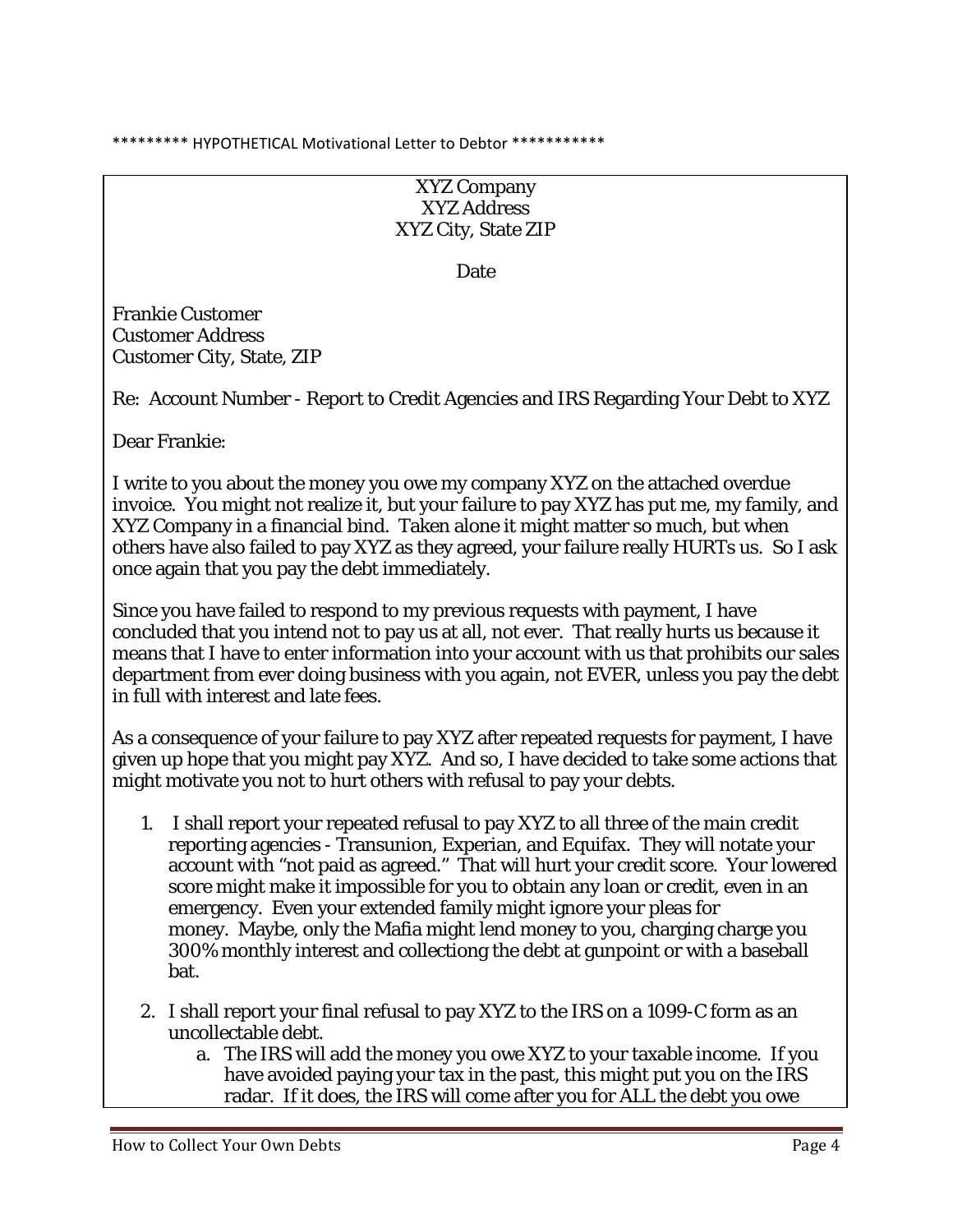********* HYPOTHETICAL Motivational Letter to Debtor ***********

XYZ Company
XYZ Address
XYZ City, State ZIP

Date

Frankie Customer
Customer Address
Customer City, State, ZIP

Re: Account Number - Report to Credit Agencies and IRS Regarding Your Debt to XYZ

Dear Frankie:

I write to you about the money you owe my company XYZ on the attached overdue invoice. You might not realize it, but your failure to pay XYZ has put me, my family, and XYZ Company in a financial bind. Taken alone it might matter so much, but when others have also failed to pay XYZ as they agreed, your failure really HURTs us. So I ask once again that you pay the debt immediately.

Since you have failed to respond to my previous requests with payment, I have concluded that you intend not to pay us at all, not ever. That really hurts us because it means that I have to enter information into your account with us that prohibits our sales department from ever doing business with you again, not EVER, unless you pay the debt in full with interest and late fees.

As a consequence of your failure to pay XYZ after repeated requests for payment, I have given up hope that you might pay XYZ. And so, I have decided to take some actions that might motivate you not to hurt others with refusal to pay your debts.

1. I shall report your repeated refusal to pay XYZ to all three of the main credit reporting agencies - Transunion, Experian, and Equifax. They will notate your account with "not paid as agreed." That will hurt your credit score. Your lowered score might make it impossible for you to obtain any loan or credit, even in an emergency. Even your extended family might ignore your pleas for money. Maybe, only the Mafia might lend money to you, charging charge you 300% monthly interest and collectiong the debt at gunpoint or with a baseball bat.

2. I shall report your final refusal to pay XYZ to the IRS on a 1099-C form as an uncollectable debt.
   a. The IRS will add the money you owe XYZ to your taxable income. If you have avoided paying your tax in the past, this might put you on the IRS radar. If it does, the IRS will come after you for ALL the debt you owe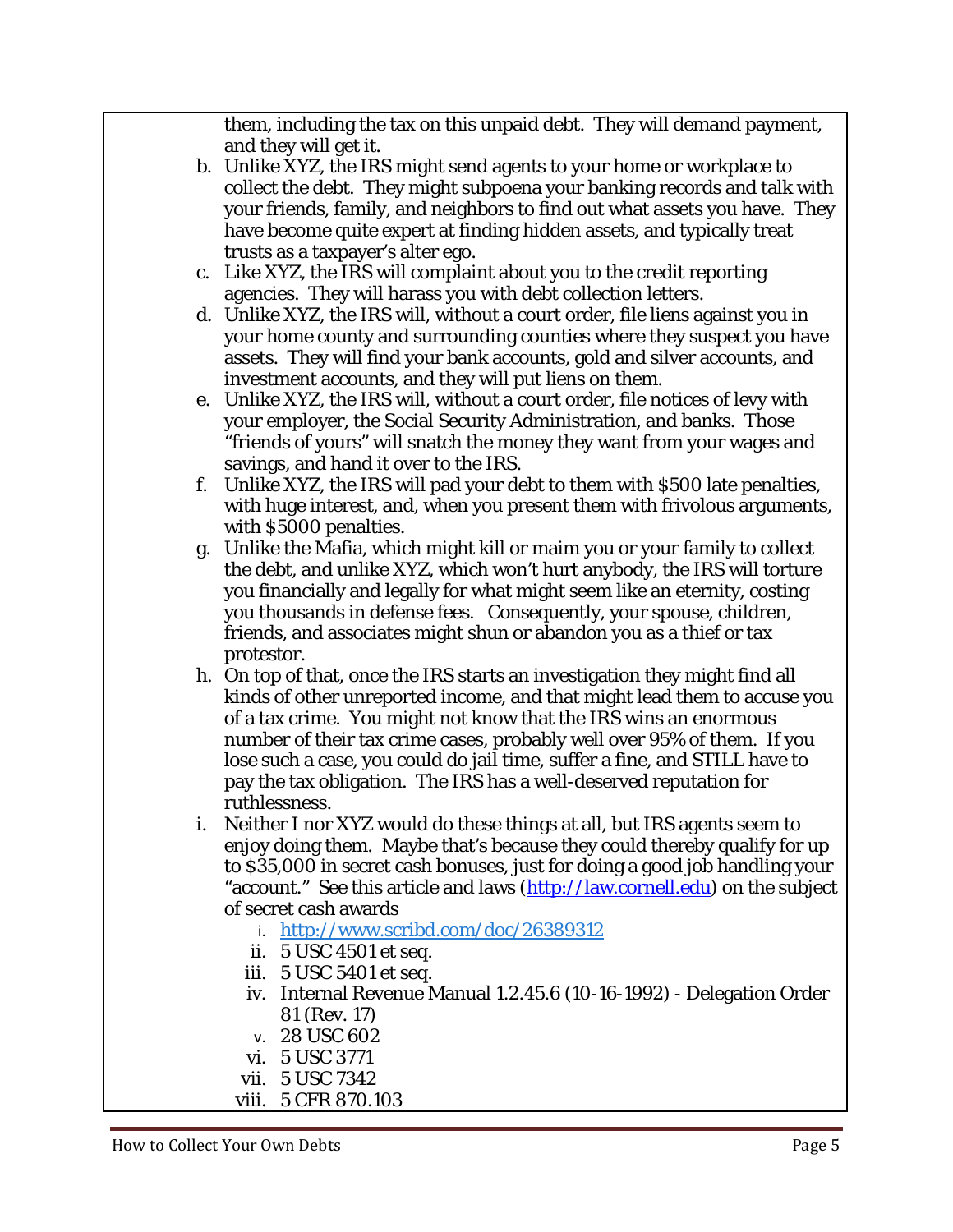them, including the tax on this unpaid debt. They will demand payment, and they will get it.

b. Unlike XYZ, the IRS might send agents to your home or workplace to collect the debt. They might subpoena your banking records and talk with your friends, family, and neighbors to find out what assets you have. They have become quite expert at finding hidden assets, and typically treat trusts as a taxpayer's alter ego.
c. Like XYZ, the IRS will complaint about you to the credit reporting agencies. They will harass you with debt collection letters.
d. Unlike XYZ, the IRS will, without a court order, file liens against you in your home county and surrounding counties where they suspect you have assets. They will find your bank accounts, gold and silver accounts, and investment accounts, and they will put liens on them.
e. Unlike XYZ, the IRS will, without a court order, file notices of levy with your employer, the Social Security Administration, and banks. Those "friends of yours" will snatch the money they want from your wages and savings, and hand it over to the IRS.
f. Unlike XYZ, the IRS will pad your debt to them with $500 late penalties, with huge interest, and, when you present them with frivolous arguments, with $5000 penalties.
g. Unlike the Mafia, which might kill or maim you or your family to collect the debt, and unlike XYZ, which won't hurt anybody, the IRS will torture you financially and legally for what might seem like an eternity, costing you thousands in defense fees. Consequently, your spouse, children, friends, and associates might shun or abandon you as a thief or tax protestor.
h. On top of that, once the IRS starts an investigation they might find all kinds of other unreported income, and that might lead them to accuse you of a tax crime. You might not know that the IRS wins an enormous number of their tax crime cases, probably well over 95% of them. If you lose such a case, you could do jail time, suffer a fine, and STILL have to pay the tax obligation. The IRS has a well-deserved reputation for ruthlessness.
i. Neither I nor XYZ would do these things at all, but IRS agents seem to enjoy doing them. Maybe that's because they could thereby qualify for up to $35,000 in secret cash bonuses, just for doing a good job handling your "account." See this article and laws ([http://law.cornell.edu](http://law.cornell.edu)) on the subject of secret cash awards
    i. [http://www.scribd.com/doc/26389312](http://www.scribd.com/doc/26389312)
    ii. 5 USC 4501 et seq.
    iii. 5 USC 5401 et seq.
    iv. Internal Revenue Manual 1.2.45.6 (10-16-1992) - Delegation Order 81 (Rev. 17)
    v. 28 USC 602
    vi. 5 USC 3771
    vii. 5 USC 7342
    viii. 5 CFR 870.103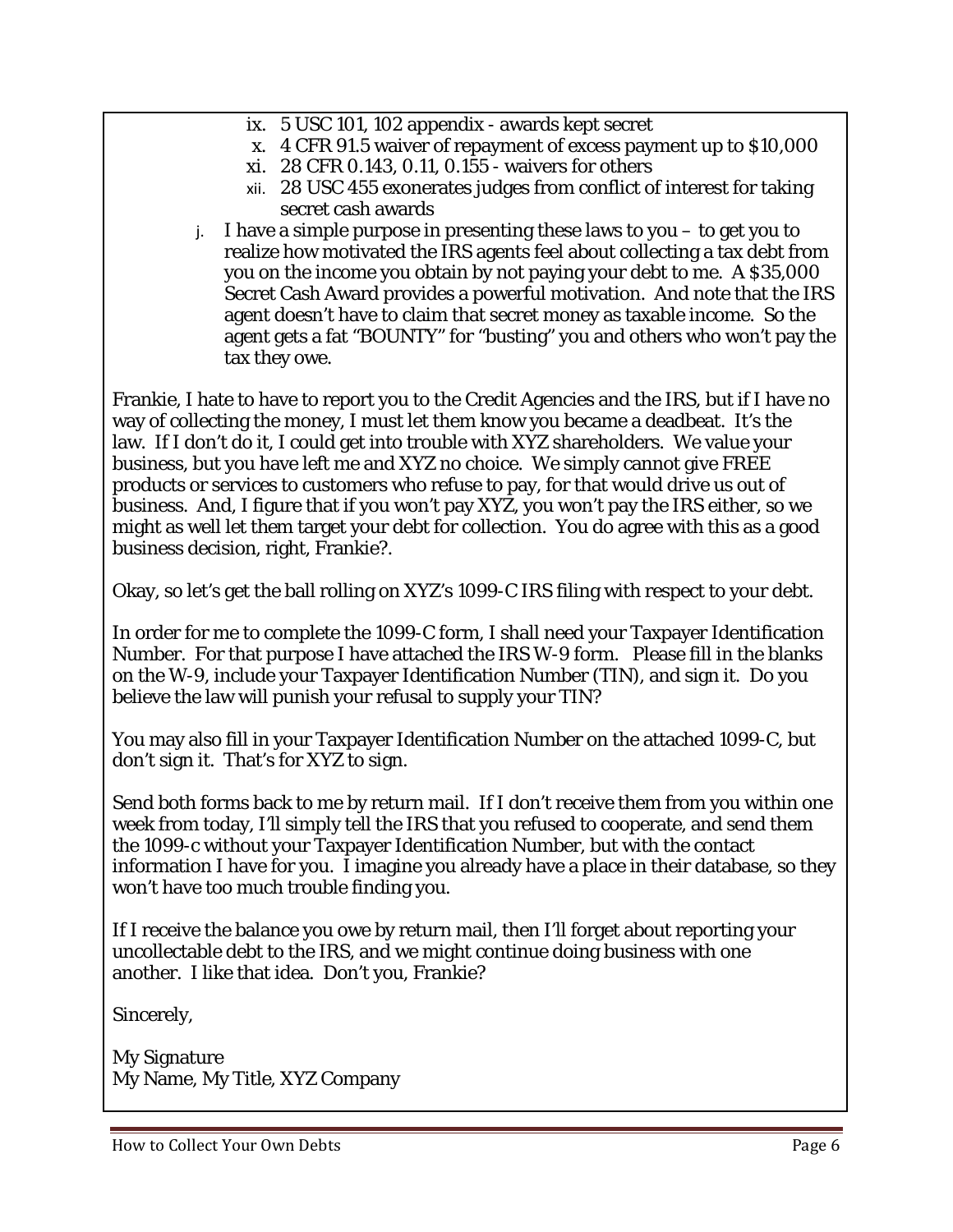ix. 5 USC 101, 102 appendix - awards kept secret
x. 4 CFR 91.5 waiver of repayment of excess payment up to $10,000
xi. 28 CFR 0.143, 0.11, 0.155 - waivers for others
xii. 28 USC 455 exonerates judges from conflict of interest for taking secret cash awards

j. I have a simple purpose in presenting these laws to you – to get you to realize how motivated the IRS agents feel about collecting a tax debt from you on the income you obtain by not paying your debt to me. A $35,000 Secret Cash Award provides a powerful motivation. And note that the IRS agent doesn't have to claim that secret money as taxable income. So the agent gets a fat "BOUNTY" for "busting" you and others who won't pay the tax they owe.

Frankie, I hate to have to report you to the Credit Agencies and the IRS, but if I have no way of collecting the money, I must let them know you became a deadbeat. It's the law. If I don't do it, I could get into trouble with XYZ shareholders. We value your business, but you have left me and XYZ no choice. We simply cannot give FREE products or services to customers who refuse to pay, for that would drive us out of business. And, I figure that if you won't pay XYZ, you won't pay the IRS either, so we might as well let them target your debt for collection. You do agree with this as a good business decision, right, Frankie?.

Okay, so let's get the ball rolling on XYZ's 1099-C IRS filing with respect to your debt.

In order for me to complete the 1099-C form, I shall need your Taxpayer Identification Number. For that purpose I have attached the IRS W-9 form. Please fill in the blanks on the W-9, include your Taxpayer Identification Number (TIN), and sign it. Do you believe the law will punish your refusal to supply your TIN?

You may also fill in your Taxpayer Identification Number on the attached 1099-C, but don't sign it. That's for XYZ to sign.

Send both forms back to me by return mail. If I don't receive them from you within one week from today, I'll simply tell the IRS that you refused to cooperate, and send them the 1099-c without your Taxpayer Identification Number, but with the contact information I have for you. I imagine you already have a place in their database, so they won't have too much trouble finding you.

If I receive the balance you owe by return mail, then I'll forget about reporting your uncollectable debt to the IRS, and we might continue doing business with one another. I like that idea. Don't you, Frankie?

Sincerely,

My Signature
My Name, My Title, XYZ Company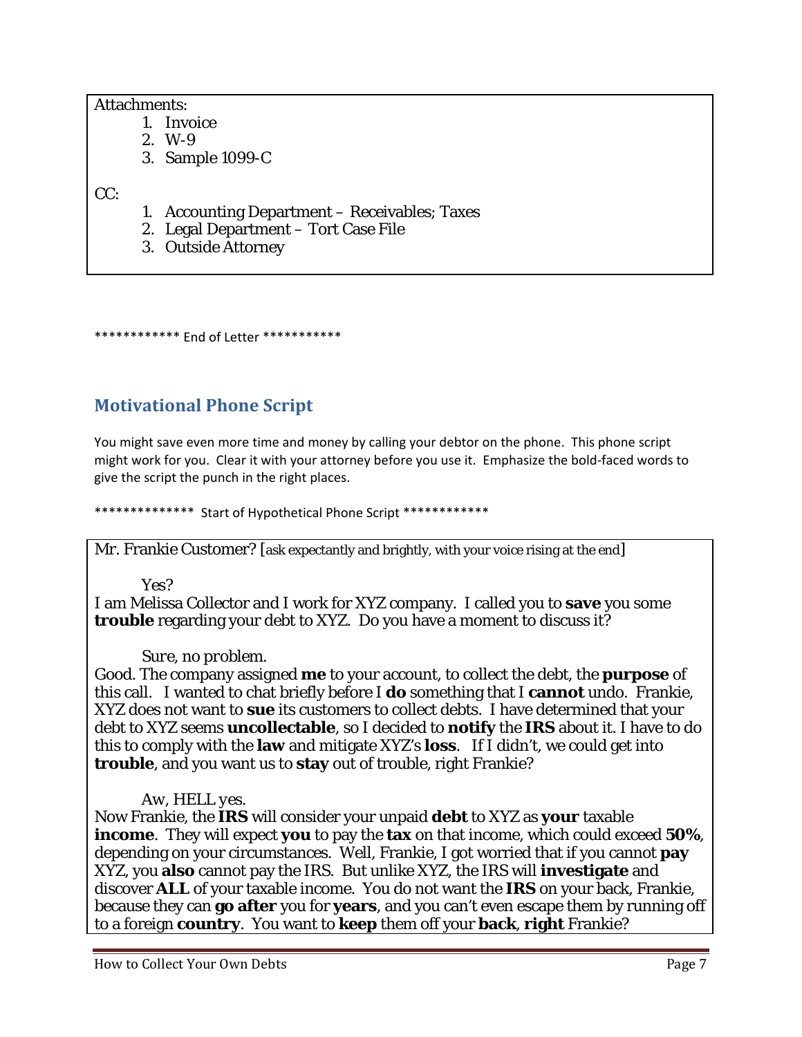Attachments:

1. Invoice
2. W-9
3. Sample 1099-C

CC:

1. Accounting Department – Receivables; Taxes
2. Legal Department – Tort Case File
3. Outside Attorney

************ End of Letter ***********

## Motivational Phone Script

You might save even more time and money by calling your debtor on the phone. This phone script might work for you. Clear it with your attorney before you use it. Emphasize the bold-faced words to give the script the punch in the right places.

************** Start of Hypothetical Phone Script ************

Mr. Frankie Customer? [ask expectantly and brightly, with your voice rising at the end]

*Yes?*

I am Melissa Collector and I work for XYZ company. I called you to **save** you some **trouble** regarding your debt to XYZ. Do you have a moment to discuss it?

*Sure, no problem.*

Good. The company assigned **me** to your account, to collect the debt, the **purpose** of this call. I wanted to chat briefly before I **do** something that I **cannot** undo. Frankie, XYZ does not want to **sue** its customers to collect debts. I have determined that your debt to XYZ seems **uncollectable**, so I decided to **notify** the **IRS** about it. I have to do this to comply with the **law** and mitigate XYZ's **loss**. If I didn't, we could get into **trouble**, and you want us to **stay** out of trouble, right Frankie?

*Aw, HELL yes.*

Now Frankie, the **IRS** will consider your unpaid **debt** to XYZ as **your** taxable **income**. They will expect **you** to pay the **tax** on that income, which could exceed **50%**, depending on your circumstances. Well, Frankie, I got worried that if you cannot **pay** XYZ, you **also** cannot pay the IRS. But unlike XYZ, the IRS will **investigate** and discover **ALL** of your taxable income. You do not want the **IRS** on your back, Frankie, because they can **go after** you for **years**, and you can't even escape them by running off to a foreign **country**. You want to **keep** them off your **back**, **right** Frankie?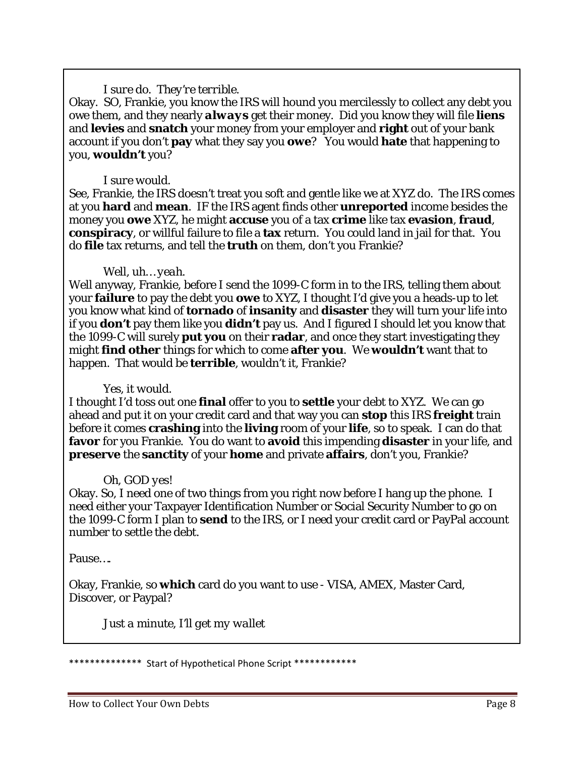*I sure do. They're terrible.*

Okay. SO, Frankie, you know the IRS will hound you mercilessly to collect any debt you owe them, and they nearly ***always*** get their money. Did you know they will file **liens** and **levies** and **snatch** your money from your employer and **right** out of your bank account if you don't **pay** what they say you **owe**? You would **hate** that happening to you, **wouldn't** you?

*I sure would.*

See, Frankie, the IRS doesn't treat you soft and gentle like we at XYZ do. The IRS comes at you **hard** and **mean**. IF the IRS agent finds other **unreported** income besides the money you **owe** XYZ, he might **accuse** you of a tax **crime** like tax **evasion**, **fraud**, **conspiracy**, or willful failure to file a **tax** return. You could land in jail for that. You do **file** tax returns, and tell the **truth** on them, don't you Frankie?

*Well, uh…yeah.*

Well anyway, Frankie, before I send the 1099-C form in to the IRS, telling them about your **failure** to pay the debt you **owe** to XYZ, I thought I'd give you a heads-up to let you know what kind of **tornado** of **insanity** and **disaster** they will turn your life into if you **don't** pay them like you **didn't** pay us. And I figured I should let you know that the 1099-C will surely **put you** on their **radar**, and once they start investigating they might **find other** things for which to come **after you**. We **wouldn't** want that to happen. That would be **terrible**, wouldn't it, Frankie?

*Yes, it would.*

I thought I'd toss out one **final** offer to you to **settle** your debt to XYZ. We can go ahead and put it on your credit card and that way you can **stop** this IRS **freight** train before it comes **crashing** into the **living** room of your **life**, so to speak. I can do that **favor** for you Frankie. You do want to **avoid** this impending **disaster** in your life, and **preserve** the **sanctity** of your **home** and private **affairs**, don't you, Frankie?

*Oh, GOD yes!*

Okay. So, I need one of two things from you right now before I hang up the phone. I need either your Taxpayer Identification Number or Social Security Number to go on the 1099-C form I plan to **send** to the IRS, or I need your credit card or PayPal account number to settle the debt.

Pause….

Okay, Frankie, so **which** card do you want to use - VISA, AMEX, Master Card, Discover, or Paypal?

*Just a minute, I'll get my wallet*

************** Start of Hypothetical Phone Script ************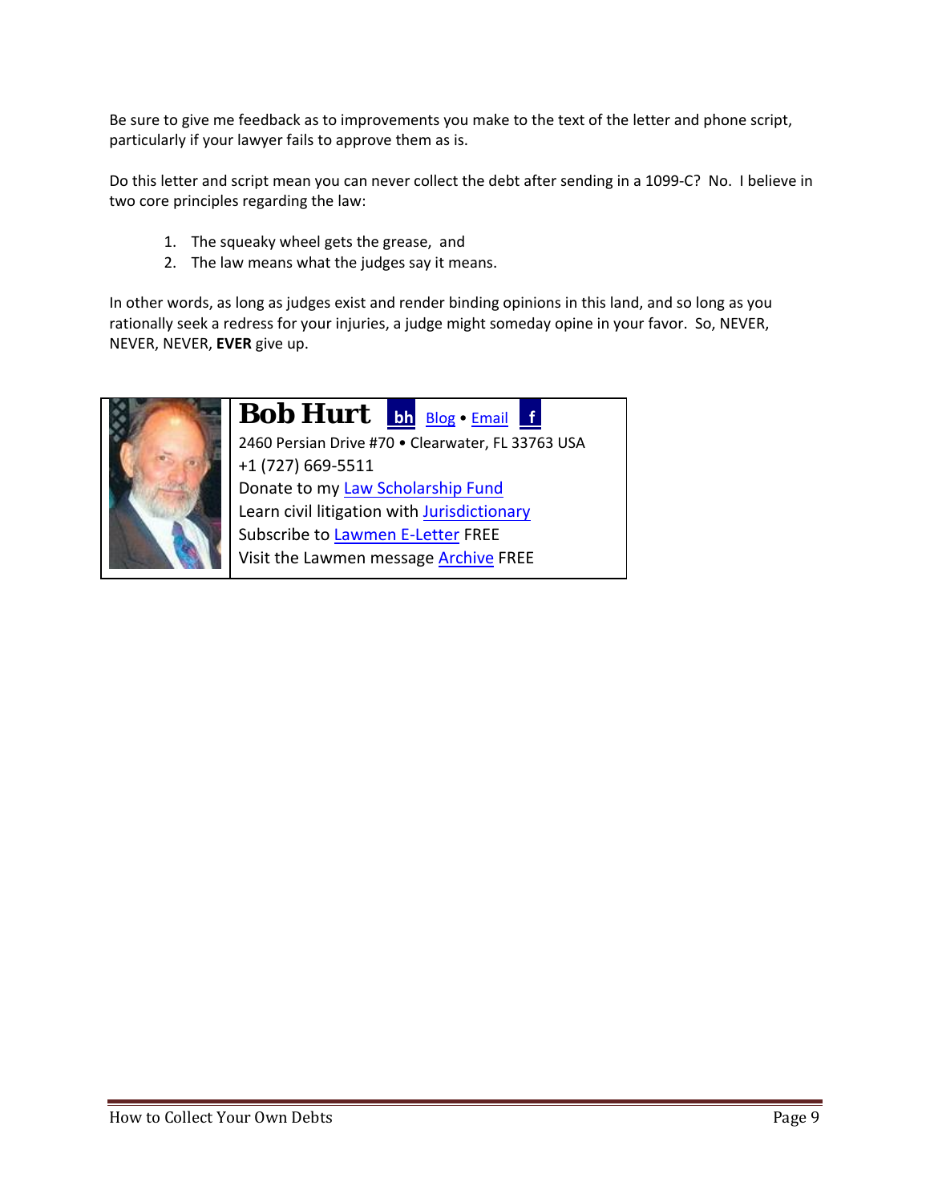Be sure to give me feedback as to improvements you make to the text of the letter and phone script, particularly if your lawyer fails to approve them as is.

Do this letter and script mean you can never collect the debt after sending in a 1099-C? No. I believe in two core principles regarding the law:

1. The squeaky wheel gets the grease, and
2. The law means what the judges say it means.

In other words, as long as judges exist and render binding opinions in this land, and so long as you rationally seek a redress for your injuries, a judge might someday opine in your favor. So, NEVER, NEVER, NEVER, **EVER** give up.

**Bob Hurt** bh Blog • Email f
2460 Persian Drive #70 • Clearwater, FL 33763 USA
+1 (727) 669-5511
Donate to my Law Scholarship Fund
Learn civil litigation with Jurisdictionary
Subscribe to Lawmen E-Letter FREE
Visit the Lawmen message Archive FREE